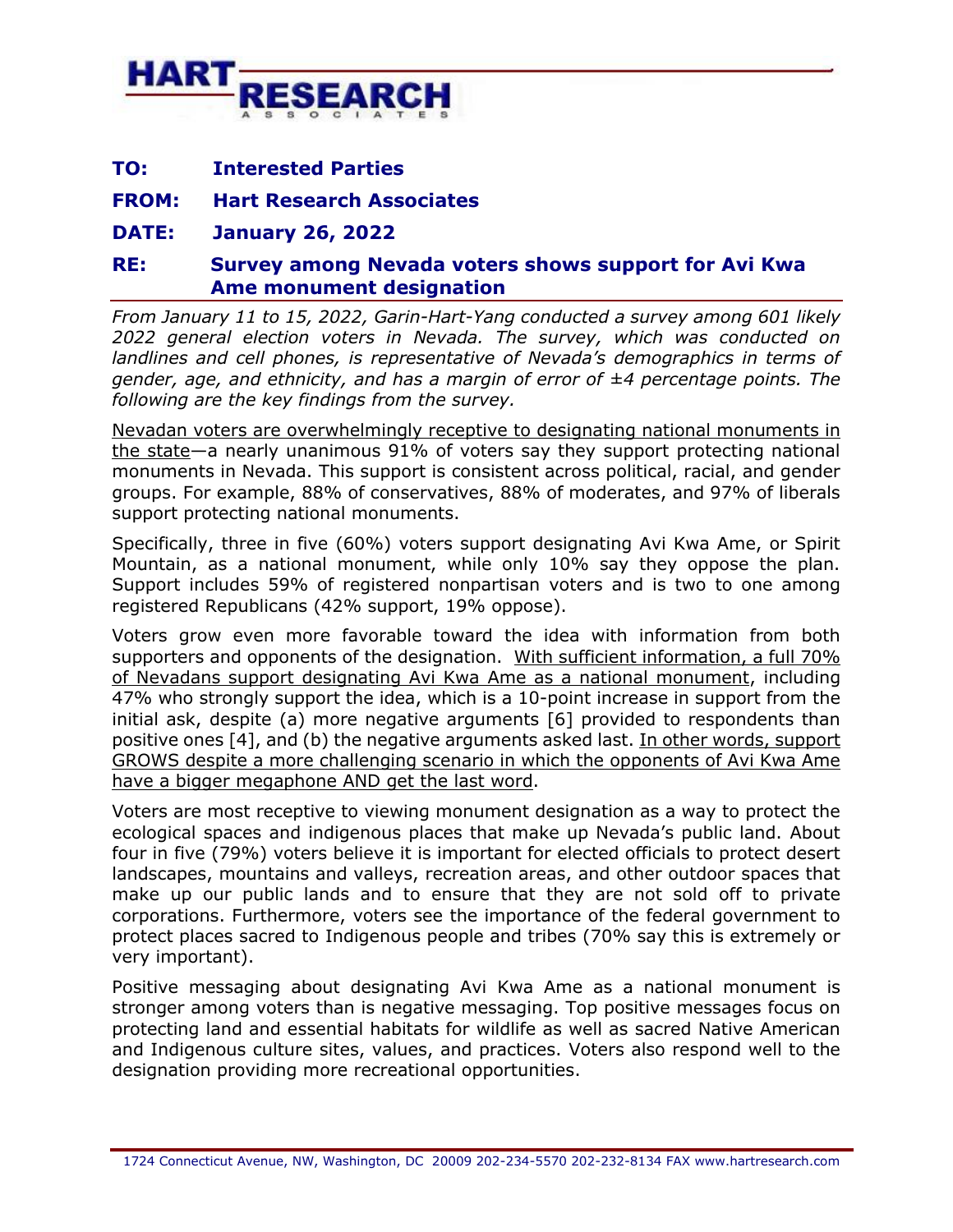**HART RESEARCH ASSOCIATES**

**TO:** **Interested Parties**

**FROM:** **Hart Research Associates**

**DATE:** **January 26, 2022**

**RE:** **Survey among Nevada voters shows support for Avi Kwa Ame monument designation**

*From January 11 to 15, 2022, Garin-Hart-Yang conducted a survey among 601 likely 2022 general election voters in Nevada. The survey, which was conducted on landlines and cell phones, is representative of Nevada's demographics in terms of gender, age, and ethnicity, and has a margin of error of ±4 percentage points. The following are the key findings from the survey.*

<u>Nevadan voters are overwhelmingly receptive to designating national monuments in the state</u>—a nearly unanimous 91% of voters say they support protecting national monuments in Nevada. This support is consistent across political, racial, and gender groups. For example, 88% of conservatives, 88% of moderates, and 97% of liberals support protecting national monuments.

Specifically, three in five (60%) voters support designating Avi Kwa Ame, or Spirit Mountain, as a national monument, while only 10% say they oppose the plan. Support includes 59% of registered nonpartisan voters and is two to one among registered Republicans (42% support, 19% oppose).

Voters grow even more favorable toward the idea with information from both supporters and opponents of the designation. <u>With sufficient information, a full 70% of Nevadans support designating Avi Kwa Ame as a national monument</u>, including 47% who strongly support the idea, which is a 10-point increase in support from the initial ask, despite (a) more negative arguments [6] provided to respondents than positive ones [4], and (b) the negative arguments asked last. <u>In other words, support GROWS despite a more challenging scenario in which the opponents of Avi Kwa Ame have a bigger megaphone AND get the last word</u>.

Voters are most receptive to viewing monument designation as a way to protect the ecological spaces and indigenous places that make up Nevada's public land. About four in five (79%) voters believe it is important for elected officials to protect desert landscapes, mountains and valleys, recreation areas, and other outdoor spaces that make up our public lands and to ensure that they are not sold off to private corporations. Furthermore, voters see the importance of the federal government to protect places sacred to Indigenous people and tribes (70% say this is extremely or very important).

Positive messaging about designating Avi Kwa Ame as a national monument is stronger among voters than is negative messaging. Top positive messages focus on protecting land and essential habitats for wildlife as well as sacred Native American and Indigenous culture sites, values, and practices. Voters also respond well to the designation providing more recreational opportunities.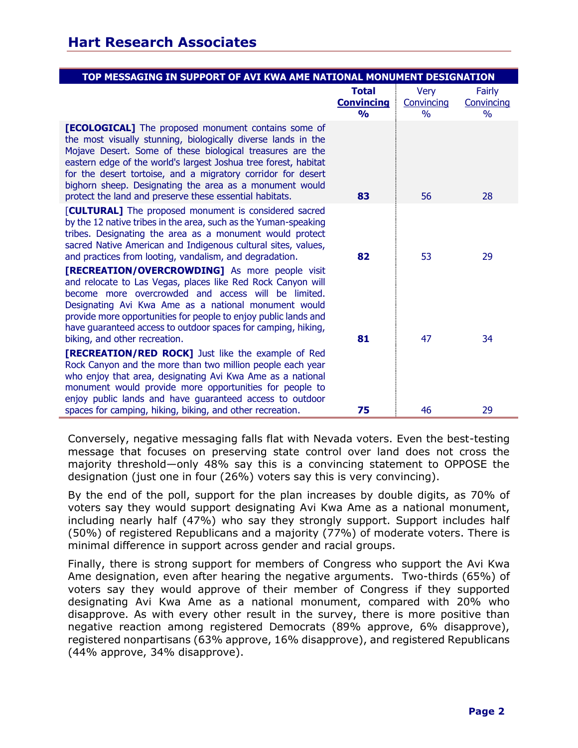| TOP MESSAGING IN SUPPORT OF AVI KWA AME NATIONAL MONUMENT DESIGNATION | Total Convincing % | Very Convincing % | Fairly Convincing % |
|---|---|---|---|
| **[ECOLOGICAL]** The proposed monument contains some of the most visually stunning, biologically diverse lands in the Mojave Desert. Some of these biological treasures are the eastern edge of the world's largest Joshua tree forest, habitat for the desert tortoise, and a migratory corridor for desert bighorn sheep. Designating the area as a monument would protect the land and preserve these essential habitats. | **83** | 56 | 28 |
| [**CULTURAL]** The proposed monument is considered sacred by the 12 native tribes in the area, such as the Yuman-speaking tribes. Designating the area as a monument would protect sacred Native American and Indigenous cultural sites, values, and practices from looting, vandalism, and degradation. | **82** | 53 | 29 |
| **[RECREATION/OVERCROWDING]** As more people visit and relocate to Las Vegas, places like Red Rock Canyon will become more overcrowded and access will be limited. Designating Avi Kwa Ame as a national monument would provide more opportunities for people to enjoy public lands and have guaranteed access to outdoor spaces for camping, hiking, biking, and other recreation. | **81** | 47 | 34 |
| **[RECREATION/RED ROCK]** Just like the example of Red Rock Canyon and the more than two million people each year who enjoy that area, designating Avi Kwa Ame as a national monument would provide more opportunities for people to enjoy public lands and have guaranteed access to outdoor spaces for camping, hiking, biking, and other recreation. | **75** | 46 | 29 |

Conversely, negative messaging falls flat with Nevada voters. Even the best-testing message that focuses on preserving state control over land does not cross the majority threshold—only 48% say this is a convincing statement to OPPOSE the designation (just one in four (26%) voters say this is very convincing).

By the end of the poll, support for the plan increases by double digits, as 70% of voters say they would support designating Avi Kwa Ame as a national monument, including nearly half (47%) who say they strongly support. Support includes half (50%) of registered Republicans and a majority (77%) of moderate voters. There is minimal difference in support across gender and racial groups.

Finally, there is strong support for members of Congress who support the Avi Kwa Ame designation, even after hearing the negative arguments. Two-thirds (65%) of voters say they would approve of their member of Congress if they supported designating Avi Kwa Ame as a national monument, compared with 20% who disapprove. As with every other result in the survey, there is more positive than negative reaction among registered Democrats (89% approve, 6% disapprove), registered nonpartisans (63% approve, 16% disapprove), and registered Republicans (44% approve, 34% disapprove).